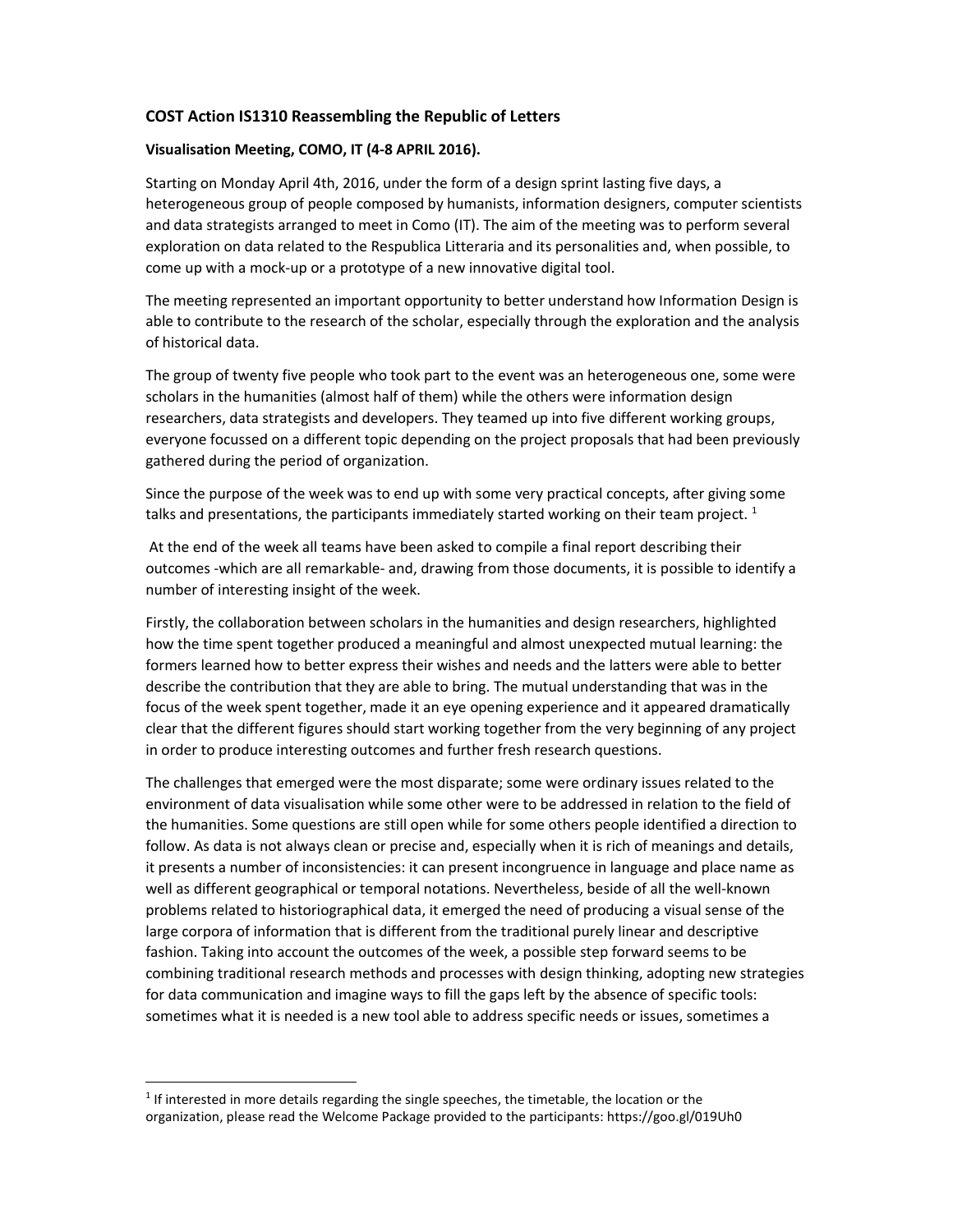**COST Action IS1310 Reassembling the Republic of Letters**

**Visualisation Meeting, COMO, IT (4-8 APRIL 2016).**

Starting on Monday April 4th, 2016, under the form of a design sprint lasting five days, a heterogeneous group of people composed by humanists, information designers, computer scientists and data strategists arranged to meet in Como (IT). The aim of the meeting was to perform several exploration on data related to the Respublica Litteraria and its personalities and, when possible, to come up with a mock-up or a prototype of a new innovative digital tool.

The meeting represented an important opportunity to better understand how Information Design is able to contribute to the research of the scholar, especially through the exploration and the analysis of historical data.

The group of twenty five people who took part to the event was an heterogeneous one, some were scholars in the humanities (almost half of them) while the others were information design researchers, data strategists and developers. They teamed up into five different working groups, everyone focussed on a different topic depending on the project proposals that had been previously gathered during the period of organization.

Since the purpose of the week was to end up with some very practical concepts, after giving some talks and presentations, the participants immediately started working on their team project. [1]

At the end of the week all teams have been asked to compile a final report describing their outcomes -which are all remarkable- and, drawing from those documents, it is possible to identify a number of interesting insight of the week.

Firstly, the collaboration between scholars in the humanities and design researchers, highlighted how the time spent together produced a meaningful and almost unexpected mutual learning: the formers learned how to better express their wishes and needs and the latters were able to better describe the contribution that they are able to bring. The mutual understanding that was in the focus of the week spent together, made it an eye opening experience and it appeared dramatically clear that the different figures should start working together from the very beginning of any project in order to produce interesting outcomes and further fresh research questions.

The challenges that emerged were the most disparate; some were ordinary issues related to the environment of data visualisation while some other were to be addressed in relation to the field of the humanities. Some questions are still open while for some others people identified a direction to follow. As data is not always clean or precise and, especially when it is rich of meanings and details, it presents a number of inconsistencies: it can present incongruence in language and place name as well as different geographical or temporal notations. Nevertheless, beside of all the well-known problems related to historiographical data, it emerged the need of producing a visual sense of the large corpora of information that is different from the traditional purely linear and descriptive fashion. Taking into account the outcomes of the week, a possible step forward seems to be combining traditional research methods and processes with design thinking, adopting new strategies for data communication and imagine ways to fill the gaps left by the absence of specific tools: sometimes what it is needed is a new tool able to address specific needs or issues, sometimes a

[1] If interested in more details regarding the single speeches, the timetable, the location or the organization, please read the Welcome Package provided to the participants: https://goo.gl/019Uh0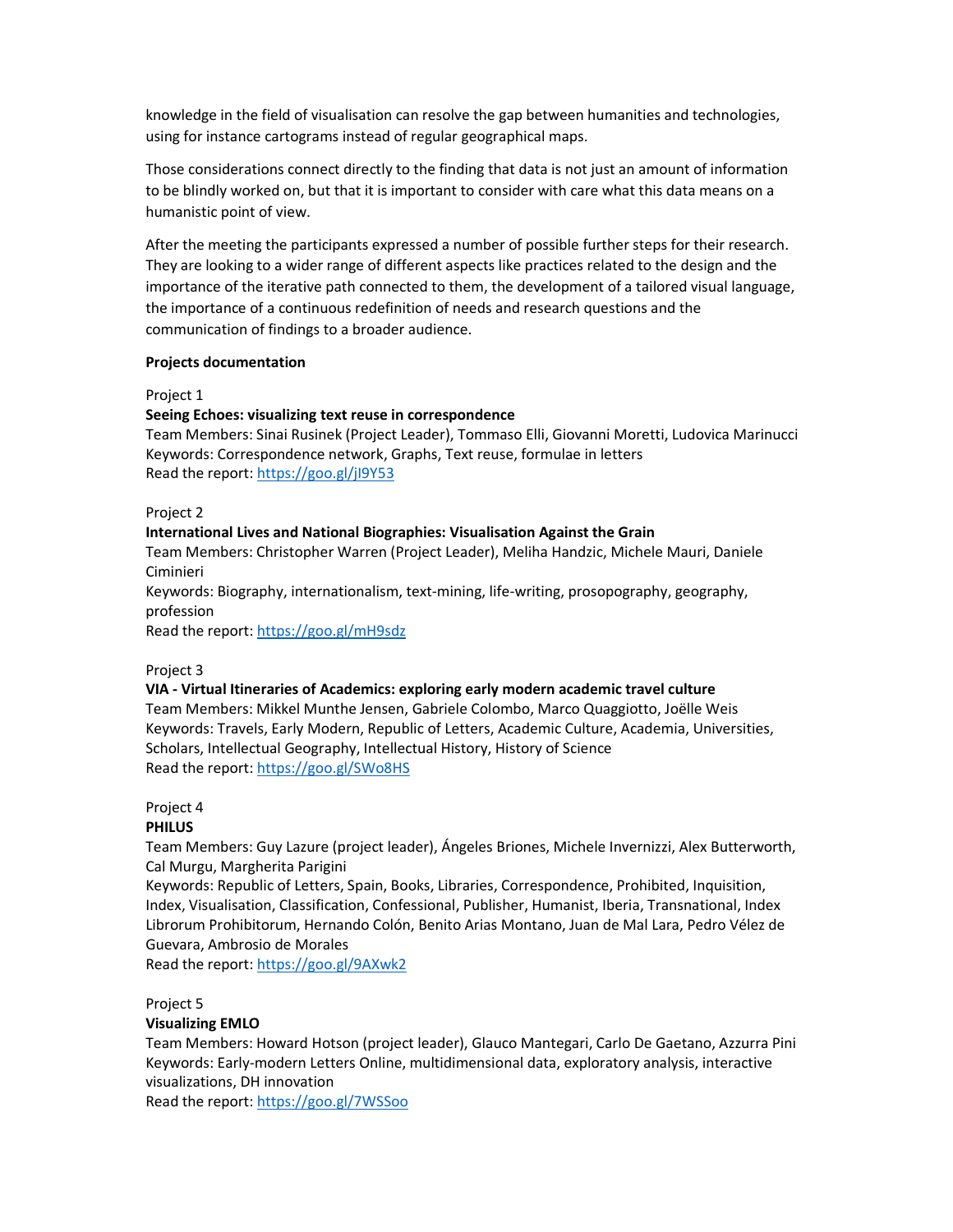knowledge in the field of visualisation can resolve the gap between humanities and technologies, using for instance cartograms instead of regular geographical maps.

Those considerations connect directly to the finding that data is not just an amount of information to be blindly worked on, but that it is important to consider with care what this data means on a humanistic point of view.

After the meeting the participants expressed a number of possible further steps for their research. They are looking to a wider range of different aspects like practices related to the design and the importance of the iterative path connected to them, the development of a tailored visual language, the importance of a continuous redefinition of needs and research questions and the communication of findings to a broader audience.

**Projects documentation**

Project 1

**Seeing Echoes: visualizing text reuse in correspondence**

Team Members: Sinai Rusinek (Project Leader), Tommaso Elli, Giovanni Moretti, Ludovica Marinucci

Keywords: Correspondence network, Graphs, Text reuse, formulae in letters

Read the report: https://goo.gl/jI9Y53

Project 2

**International Lives and National Biographies: Visualisation Against the Grain**

Team Members: Christopher Warren (Project Leader), Meliha Handzic, Michele Mauri, Daniele Ciminieri

Keywords: Biography, internationalism, text-mining, life-writing, prosopography, geography, profession

Read the report: https://goo.gl/mH9sdz

Project 3

**VIA - Virtual Itineraries of Academics: exploring early modern academic travel culture**

Team Members: Mikkel Munthe Jensen, Gabriele Colombo, Marco Quaggiotto, Joëlle Weis

Keywords: Travels, Early Modern, Republic of Letters, Academic Culture, Academia, Universities, Scholars, Intellectual Geography, Intellectual History, History of Science

Read the report: https://goo.gl/SWo8HS

Project 4

**PHILUS**

Team Members: Guy Lazure (project leader), Ángeles Briones, Michele Invernizzi, Alex Butterworth, Cal Murgu, Margherita Parigini

Keywords: Republic of Letters, Spain, Books, Libraries, Correspondence, Prohibited, Inquisition, Index, Visualisation, Classification, Confessional, Publisher, Humanist, Iberia, Transnational, Index Librorum Prohibitorum, Hernando Colón, Benito Arias Montano, Juan de Mal Lara, Pedro Vélez de Guevara, Ambrosio de Morales

Read the report: https://goo.gl/9AXwk2

Project 5

**Visualizing EMLO**

Team Members: Howard Hotson (project leader), Glauco Mantegari, Carlo De Gaetano, Azzurra Pini

Keywords: Early-modern Letters Online, multidimensional data, exploratory analysis, interactive visualizations, DH innovation

Read the report: https://goo.gl/7WSSoo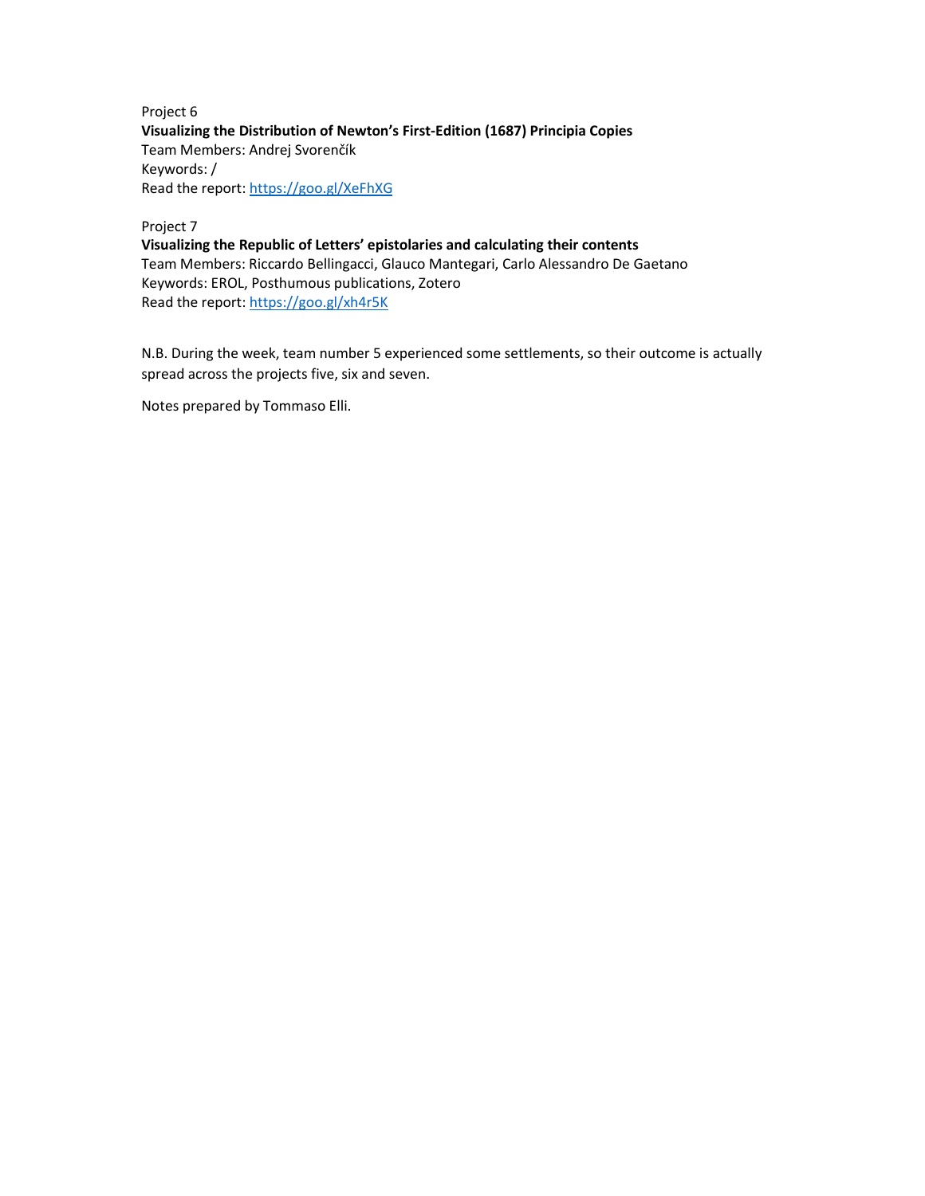Project 6

**Visualizing the Distribution of Newton's First-Edition (1687) Principia Copies**

Team Members: Andrej Svorenčík

Keywords: /

Read the report: https://goo.gl/XeFhXG

Project 7

**Visualizing the Republic of Letters' epistolaries and calculating their contents**

Team Members: Riccardo Bellingacci, Glauco Mantegari, Carlo Alessandro De Gaetano

Keywords: EROL, Posthumous publications, Zotero

Read the report: https://goo.gl/xh4r5K

N.B. During the week, team number 5 experienced some settlements, so their outcome is actually spread across the projects five, six and seven.

Notes prepared by Tommaso Elli.